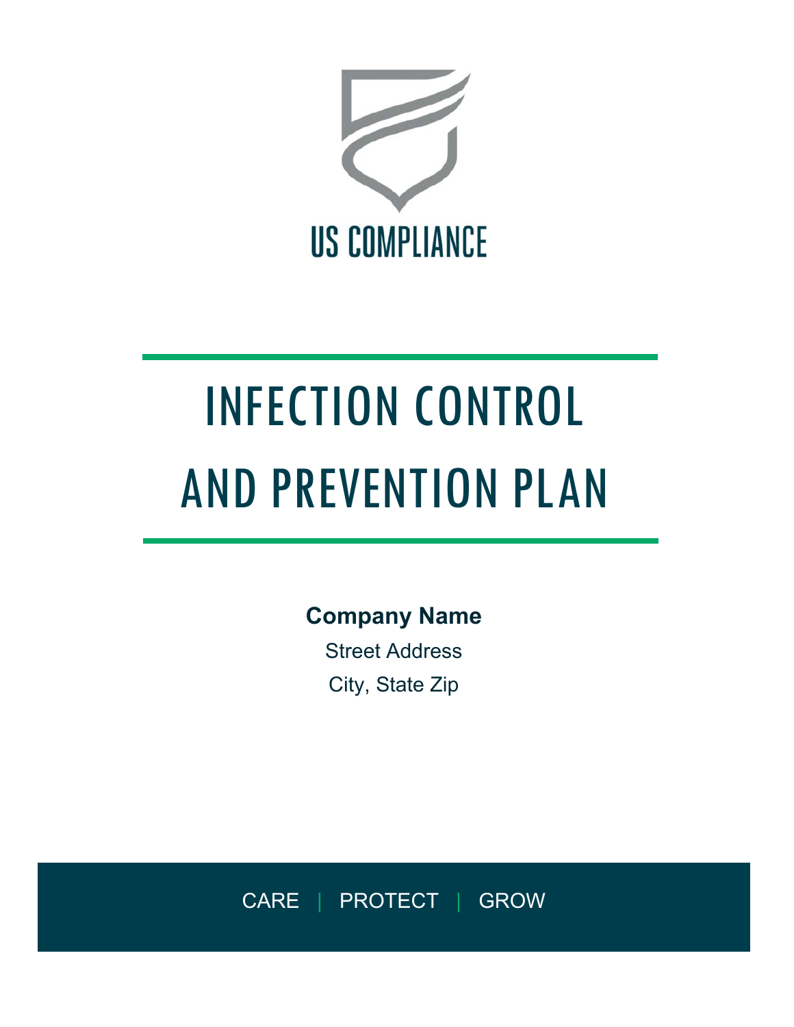US COMPLIANCE

# INFECTION CONTROL AND PREVENTION PLAN

**Company Name**

Street Address

City, State Zip

CARE | PROTECT | GROW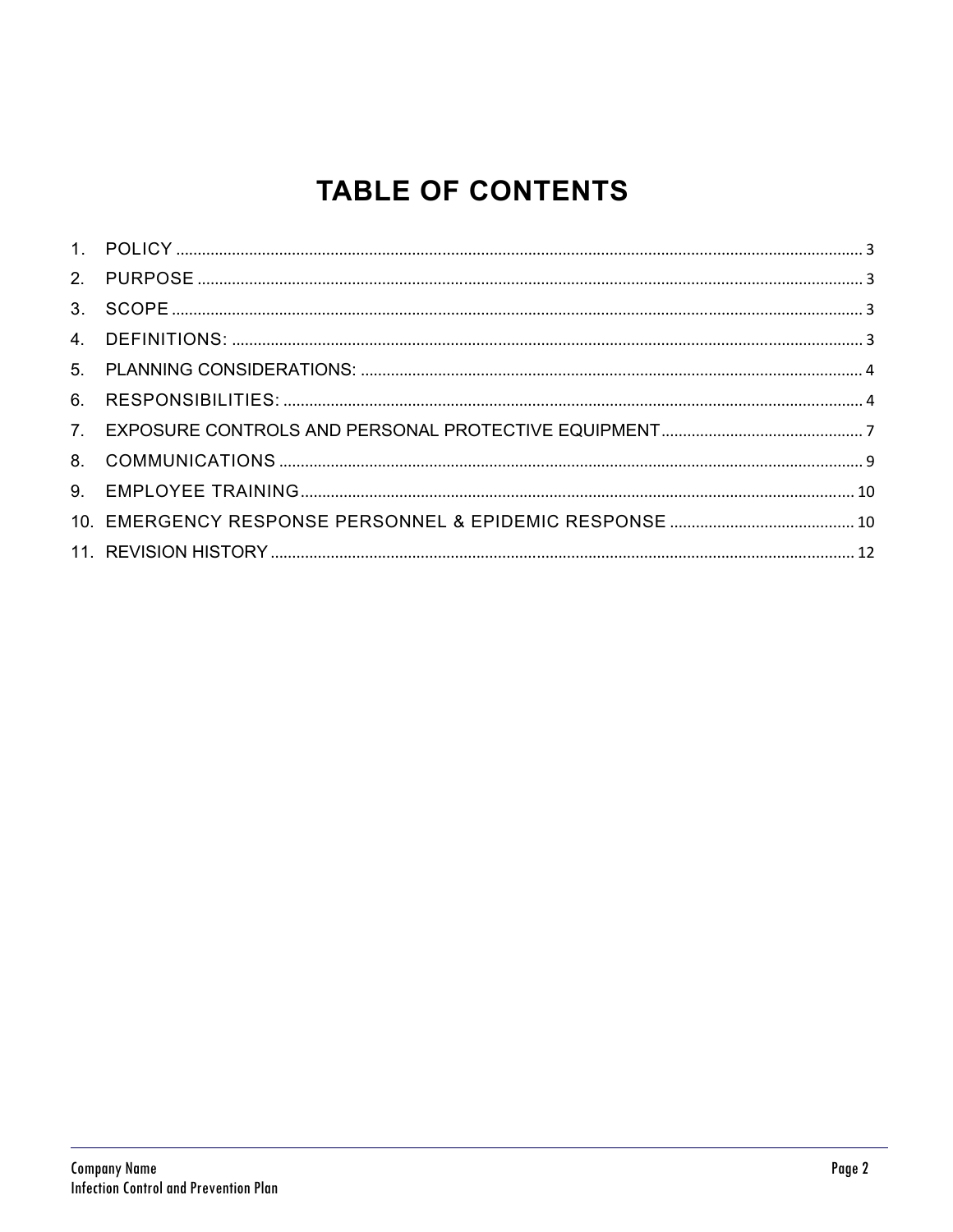# TABLE OF CONTENTS

1. POLICY ........ 3
2. PURPOSE ........ 3
3. SCOPE ........ 3
4. DEFINITIONS: ........ 3
5. PLANNING CONSIDERATIONS: ........ 4
6. RESPONSIBILITIES: ........ 4
7. EXPOSURE CONTROLS AND PERSONAL PROTECTIVE EQUIPMENT ........ 7
8. COMMUNICATIONS ........ 9
9. EMPLOYEE TRAINING ........ 10
10. EMERGENCY RESPONSE PERSONNEL & EPIDEMIC RESPONSE ........ 10
11. REVISION HISTORY ........ 12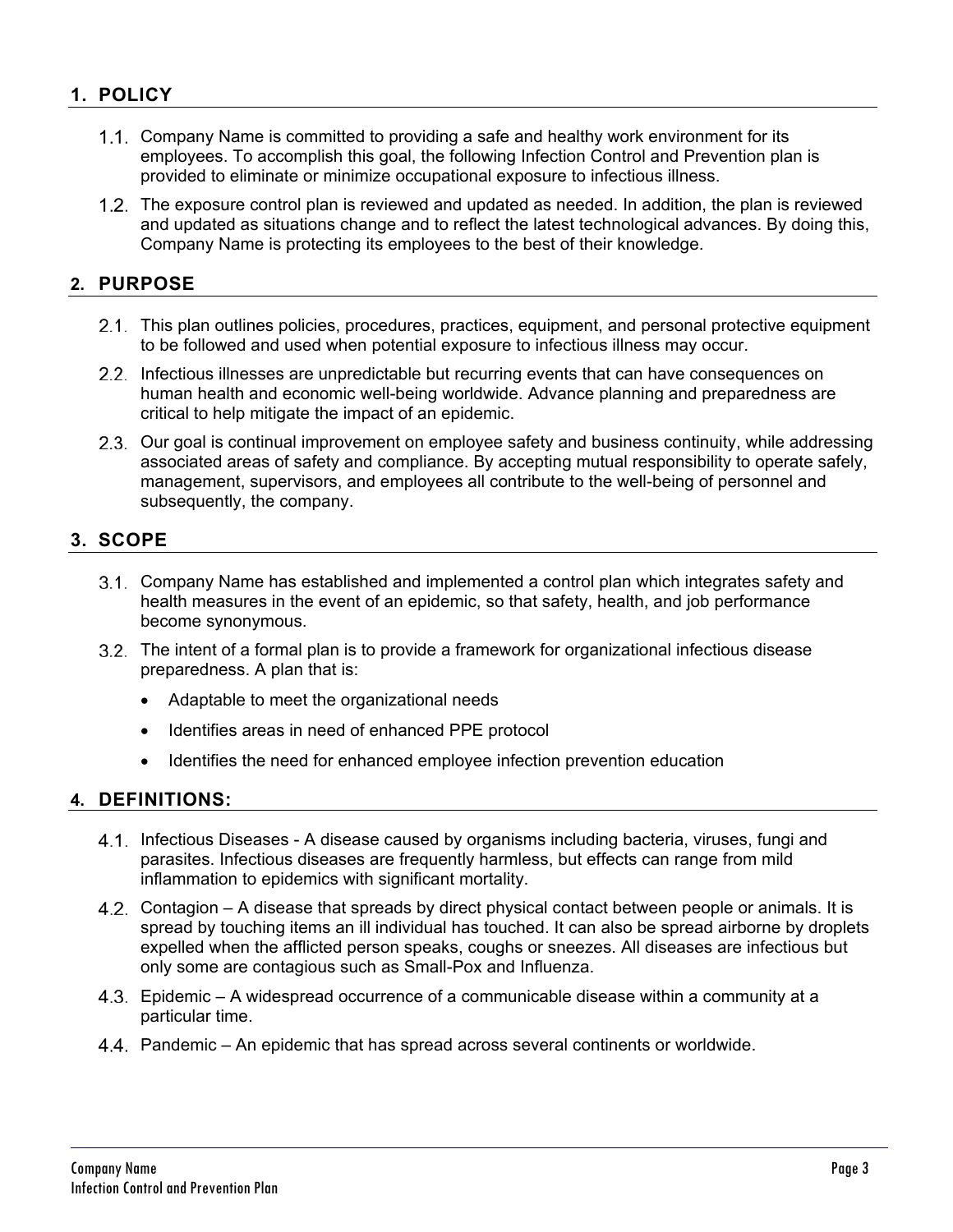## 1. POLICY

1.1. Company Name is committed to providing a safe and healthy work environment for its employees. To accomplish this goal, the following Infection Control and Prevention plan is provided to eliminate or minimize occupational exposure to infectious illness.

1.2. The exposure control plan is reviewed and updated as needed. In addition, the plan is reviewed and updated as situations change and to reflect the latest technological advances. By doing this, Company Name is protecting its employees to the best of their knowledge.

## 2. PURPOSE

2.1. This plan outlines policies, procedures, practices, equipment, and personal protective equipment to be followed and used when potential exposure to infectious illness may occur.

2.2. Infectious illnesses are unpredictable but recurring events that can have consequences on human health and economic well-being worldwide. Advance planning and preparedness are critical to help mitigate the impact of an epidemic.

2.3. Our goal is continual improvement on employee safety and business continuity, while addressing associated areas of safety and compliance. By accepting mutual responsibility to operate safely, management, supervisors, and employees all contribute to the well-being of personnel and subsequently, the company.

## 3. SCOPE

3.1. Company Name has established and implemented a control plan which integrates safety and health measures in the event of an epidemic, so that safety, health, and job performance become synonymous.

3.2. The intent of a formal plan is to provide a framework for organizational infectious disease preparedness. A plan that is:

- Adaptable to meet the organizational needs
- Identifies areas in need of enhanced PPE protocol
- Identifies the need for enhanced employee infection prevention education

## 4. DEFINITIONS:

4.1. Infectious Diseases - A disease caused by organisms including bacteria, viruses, fungi and parasites. Infectious diseases are frequently harmless, but effects can range from mild inflammation to epidemics with significant mortality.

4.2. Contagion – A disease that spreads by direct physical contact between people or animals. It is spread by touching items an ill individual has touched. It can also be spread airborne by droplets expelled when the afflicted person speaks, coughs or sneezes. All diseases are infectious but only some are contagious such as Small-Pox and Influenza.

4.3. Epidemic – A widespread occurrence of a communicable disease within a community at a particular time.

4.4. Pandemic – An epidemic that has spread across several continents or worldwide.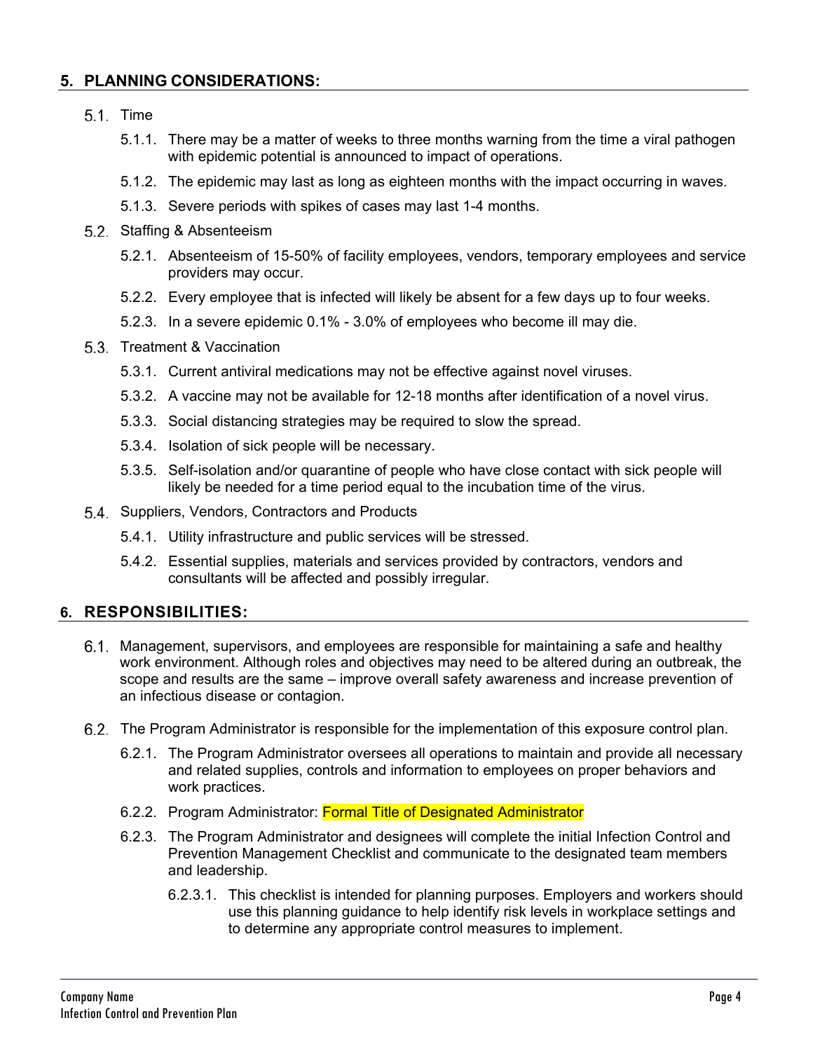## 5. PLANNING CONSIDERATIONS:

5.1. Time

5.1.1. There may be a matter of weeks to three months warning from the time a viral pathogen with epidemic potential is announced to impact of operations.

5.1.2. The epidemic may last as long as eighteen months with the impact occurring in waves.

5.1.3. Severe periods with spikes of cases may last 1-4 months.

5.2. Staffing & Absenteeism

5.2.1. Absenteeism of 15-50% of facility employees, vendors, temporary employees and service providers may occur.

5.2.2. Every employee that is infected will likely be absent for a few days up to four weeks.

5.2.3. In a severe epidemic 0.1% - 3.0% of employees who become ill may die.

5.3. Treatment & Vaccination

5.3.1. Current antiviral medications may not be effective against novel viruses.

5.3.2. A vaccine may not be available for 12-18 months after identification of a novel virus.

5.3.3. Social distancing strategies may be required to slow the spread.

5.3.4. Isolation of sick people will be necessary.

5.3.5. Self-isolation and/or quarantine of people who have close contact with sick people will likely be needed for a time period equal to the incubation time of the virus.

5.4. Suppliers, Vendors, Contractors and Products

5.4.1. Utility infrastructure and public services will be stressed.

5.4.2. Essential supplies, materials and services provided by contractors, vendors and consultants will be affected and possibly irregular.

## 6. RESPONSIBILITIES:

6.1. Management, supervisors, and employees are responsible for maintaining a safe and healthy work environment. Although roles and objectives may need to be altered during an outbreak, the scope and results are the same – improve overall safety awareness and increase prevention of an infectious disease or contagion.

6.2. The Program Administrator is responsible for the implementation of this exposure control plan.

6.2.1. The Program Administrator oversees all operations to maintain and provide all necessary and related supplies, controls and information to employees on proper behaviors and work practices.

6.2.2. Program Administrator: Formal Title of Designated Administrator

6.2.3. The Program Administrator and designees will complete the initial Infection Control and Prevention Management Checklist and communicate to the designated team members and leadership.

6.2.3.1. This checklist is intended for planning purposes. Employers and workers should use this planning guidance to help identify risk levels in workplace settings and to determine any appropriate control measures to implement.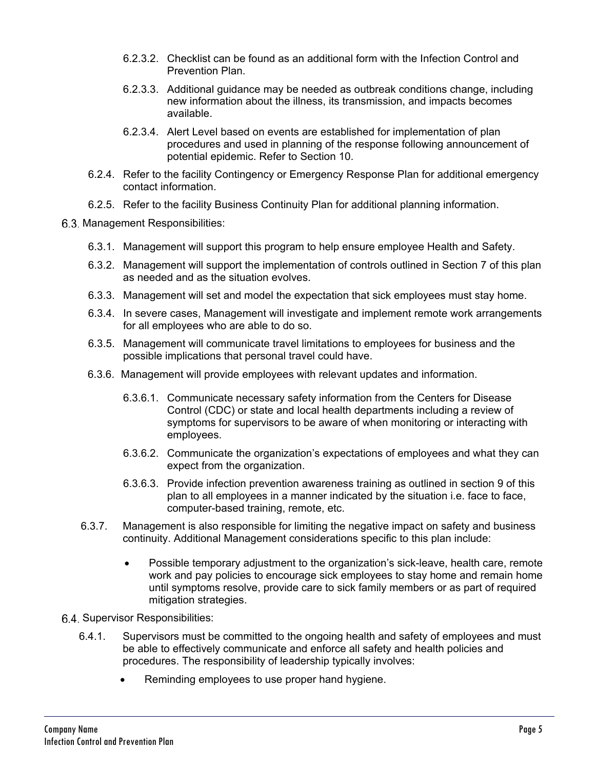6.2.3.2. Checklist can be found as an additional form with the Infection Control and Prevention Plan.

6.2.3.3. Additional guidance may be needed as outbreak conditions change, including new information about the illness, its transmission, and impacts becomes available.

6.2.3.4. Alert Level based on events are established for implementation of plan procedures and used in planning of the response following announcement of potential epidemic. Refer to Section 10.

6.2.4. Refer to the facility Contingency or Emergency Response Plan for additional emergency contact information.

6.2.5. Refer to the facility Business Continuity Plan for additional planning information.

6.3. Management Responsibilities:

6.3.1. Management will support this program to help ensure employee Health and Safety.

6.3.2. Management will support the implementation of controls outlined in Section 7 of this plan as needed and as the situation evolves.

6.3.3. Management will set and model the expectation that sick employees must stay home.

6.3.4. In severe cases, Management will investigate and implement remote work arrangements for all employees who are able to do so.

6.3.5. Management will communicate travel limitations to employees for business and the possible implications that personal travel could have.

6.3.6. Management will provide employees with relevant updates and information.

6.3.6.1. Communicate necessary safety information from the Centers for Disease Control (CDC) or state and local health departments including a review of symptoms for supervisors to be aware of when monitoring or interacting with employees.

6.3.6.2. Communicate the organization's expectations of employees and what they can expect from the organization.

6.3.6.3. Provide infection prevention awareness training as outlined in section 9 of this plan to all employees in a manner indicated by the situation i.e. face to face, computer-based training, remote, etc.

6.3.7. Management is also responsible for limiting the negative impact on safety and business continuity. Additional Management considerations specific to this plan include:

- Possible temporary adjustment to the organization's sick-leave, health care, remote work and pay policies to encourage sick employees to stay home and remain home until symptoms resolve, provide care to sick family members or as part of required mitigation strategies.

6.4. Supervisor Responsibilities:

6.4.1. Supervisors must be committed to the ongoing health and safety of employees and must be able to effectively communicate and enforce all safety and health policies and procedures. The responsibility of leadership typically involves:

- Reminding employees to use proper hand hygiene.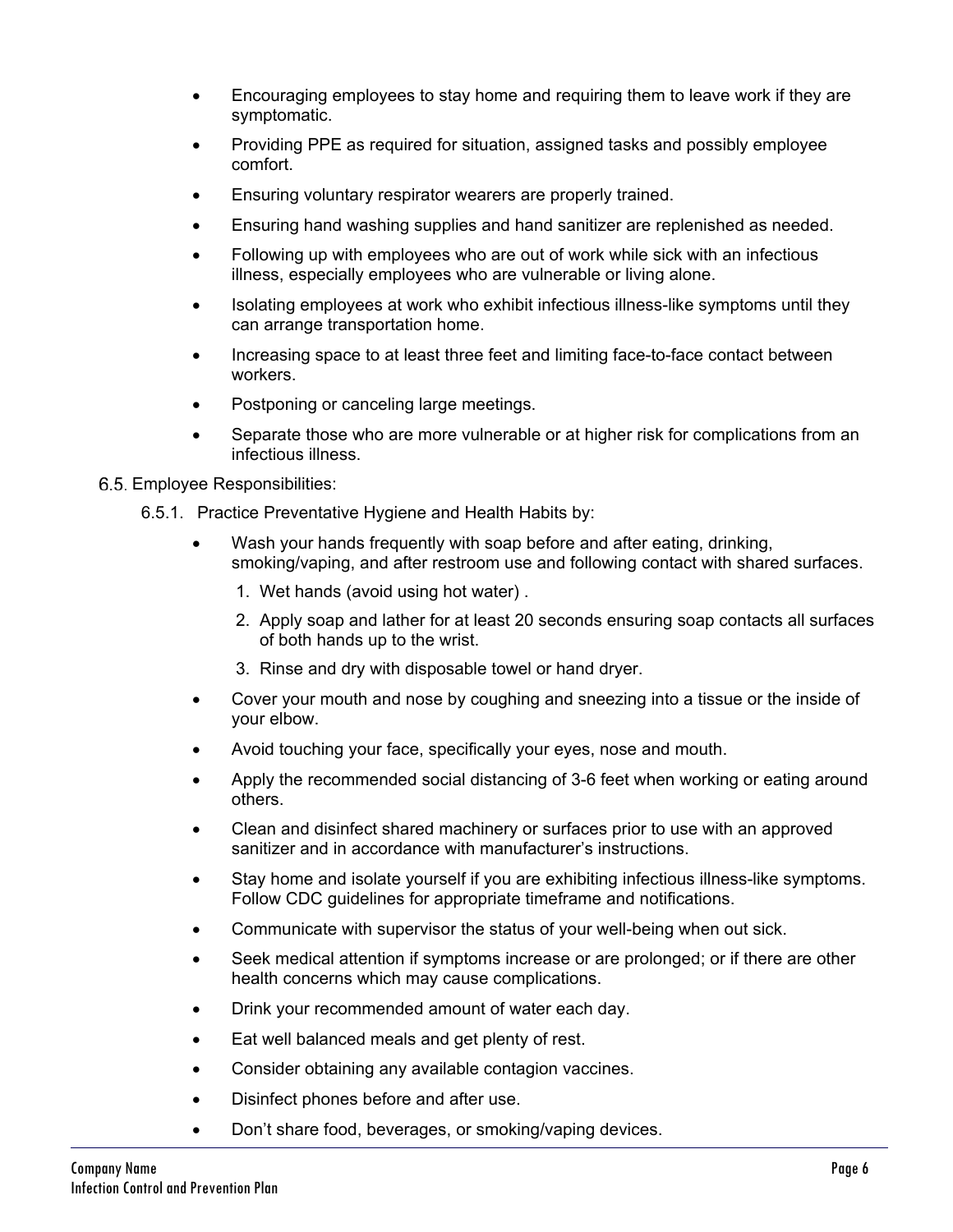- Encouraging employees to stay home and requiring them to leave work if they are symptomatic.
- Providing PPE as required for situation, assigned tasks and possibly employee comfort.
- Ensuring voluntary respirator wearers are properly trained.
- Ensuring hand washing supplies and hand sanitizer are replenished as needed.
- Following up with employees who are out of work while sick with an infectious illness, especially employees who are vulnerable or living alone.
- Isolating employees at work who exhibit infectious illness-like symptoms until they can arrange transportation home.
- Increasing space to at least three feet and limiting face-to-face contact between workers.
- Postponing or canceling large meetings.
- Separate those who are more vulnerable or at higher risk for complications from an infectious illness.

6.5. Employee Responsibilities:

6.5.1. Practice Preventative Hygiene and Health Habits by:

- Wash your hands frequently with soap before and after eating, drinking, smoking/vaping, and after restroom use and following contact with shared surfaces.
  1. Wet hands (avoid using hot water) .
  2. Apply soap and lather for at least 20 seconds ensuring soap contacts all surfaces of both hands up to the wrist.
  3. Rinse and dry with disposable towel or hand dryer.
- Cover your mouth and nose by coughing and sneezing into a tissue or the inside of your elbow.
- Avoid touching your face, specifically your eyes, nose and mouth.
- Apply the recommended social distancing of 3-6 feet when working or eating around others.
- Clean and disinfect shared machinery or surfaces prior to use with an approved sanitizer and in accordance with manufacturer's instructions.
- Stay home and isolate yourself if you are exhibiting infectious illness-like symptoms. Follow CDC guidelines for appropriate timeframe and notifications.
- Communicate with supervisor the status of your well-being when out sick.
- Seek medical attention if symptoms increase or are prolonged; or if there are other health concerns which may cause complications.
- Drink your recommended amount of water each day.
- Eat well balanced meals and get plenty of rest.
- Consider obtaining any available contagion vaccines.
- Disinfect phones before and after use.
- Don't share food, beverages, or smoking/vaping devices.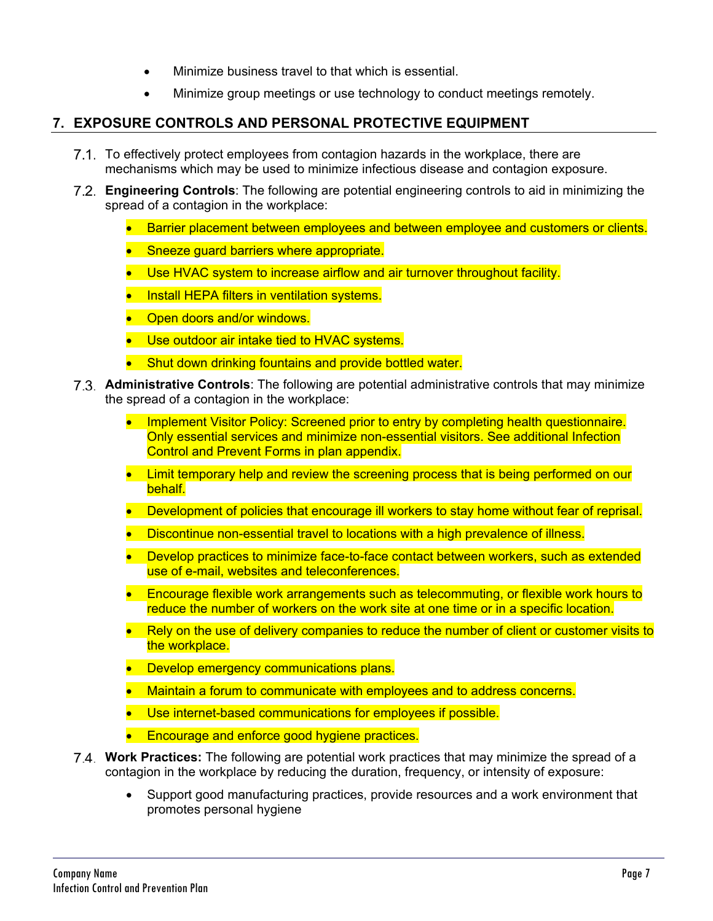- Minimize business travel to that which is essential.
- Minimize group meetings or use technology to conduct meetings remotely.

## 7. EXPOSURE CONTROLS AND PERSONAL PROTECTIVE EQUIPMENT

7.1. To effectively protect employees from contagion hazards in the workplace, there are mechanisms which may be used to minimize infectious disease and contagion exposure.

7.2. **Engineering Controls**: The following are potential engineering controls to aid in minimizing the spread of a contagion in the workplace:

- Barrier placement between employees and between employee and customers or clients.
- Sneeze guard barriers where appropriate.
- Use HVAC system to increase airflow and air turnover throughout facility.
- Install HEPA filters in ventilation systems.
- Open doors and/or windows.
- Use outdoor air intake tied to HVAC systems.
- Shut down drinking fountains and provide bottled water.

7.3. **Administrative Controls**: The following are potential administrative controls that may minimize the spread of a contagion in the workplace:

- Implement Visitor Policy: Screened prior to entry by completing health questionnaire. Only essential services and minimize non-essential visitors. See additional Infection Control and Prevent Forms in plan appendix.
- Limit temporary help and review the screening process that is being performed on our behalf.
- Development of policies that encourage ill workers to stay home without fear of reprisal.
- Discontinue non-essential travel to locations with a high prevalence of illness.
- Develop practices to minimize face-to-face contact between workers, such as extended use of e-mail, websites and teleconferences.
- Encourage flexible work arrangements such as telecommuting, or flexible work hours to reduce the number of workers on the work site at one time or in a specific location.
- Rely on the use of delivery companies to reduce the number of client or customer visits to the workplace.
- Develop emergency communications plans.
- Maintain a forum to communicate with employees and to address concerns.
- Use internet-based communications for employees if possible.
- Encourage and enforce good hygiene practices.

7.4. **Work Practices:** The following are potential work practices that may minimize the spread of a contagion in the workplace by reducing the duration, frequency, or intensity of exposure:

- Support good manufacturing practices, provide resources and a work environment that promotes personal hygiene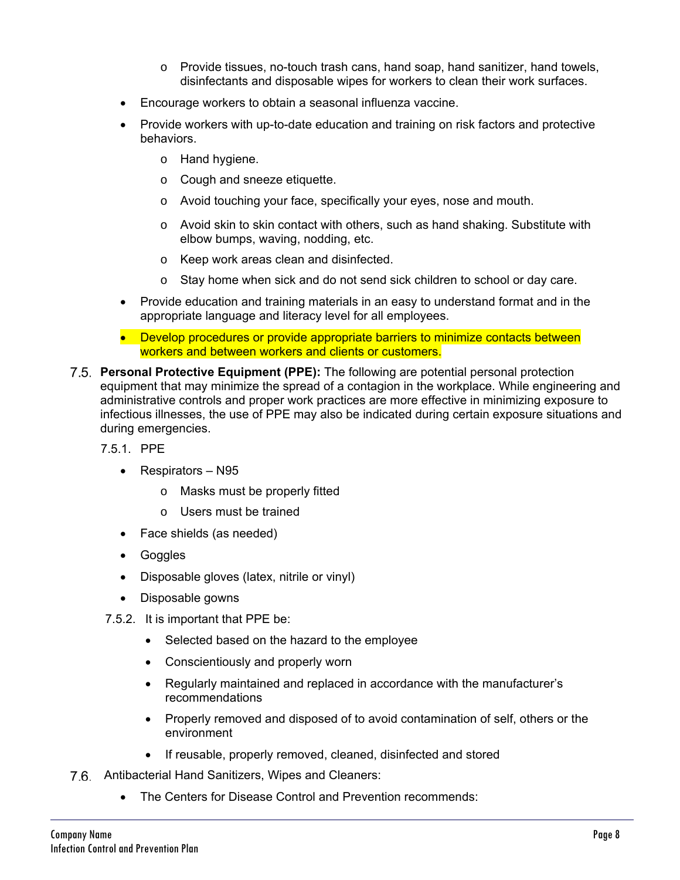- Provide tissues, no-touch trash cans, hand soap, hand sanitizer, hand towels, disinfectants and disposable wipes for workers to clean their work surfaces.
- Encourage workers to obtain a seasonal influenza vaccine.
- Provide workers with up-to-date education and training on risk factors and protective behaviors.
    - Hand hygiene.
    - Cough and sneeze etiquette.
    - Avoid touching your face, specifically your eyes, nose and mouth.
    - Avoid skin to skin contact with others, such as hand shaking. Substitute with elbow bumps, waving, nodding, etc.
    - Keep work areas clean and disinfected.
    - Stay home when sick and do not send sick children to school or day care.
- Provide education and training materials in an easy to understand format and in the appropriate language and literacy level for all employees.
- Develop procedures or provide appropriate barriers to minimize contacts between workers and between workers and clients or customers.

7.5. **Personal Protective Equipment (PPE):** The following are potential personal protection equipment that may minimize the spread of a contagion in the workplace. While engineering and administrative controls and proper work practices are more effective in minimizing exposure to infectious illnesses, the use of PPE may also be indicated during certain exposure situations and during emergencies.

7.5.1. PPE

- Respirators – N95
    - Masks must be properly fitted
    - Users must be trained
- Face shields (as needed)
- Goggles
- Disposable gloves (latex, nitrile or vinyl)
- Disposable gowns

7.5.2. It is important that PPE be:

- Selected based on the hazard to the employee
- Conscientiously and properly worn
- Regularly maintained and replaced in accordance with the manufacturer's recommendations
- Properly removed and disposed of to avoid contamination of self, others or the environment
- If reusable, properly removed, cleaned, disinfected and stored

7.6. Antibacterial Hand Sanitizers, Wipes and Cleaners:

- The Centers for Disease Control and Prevention recommends: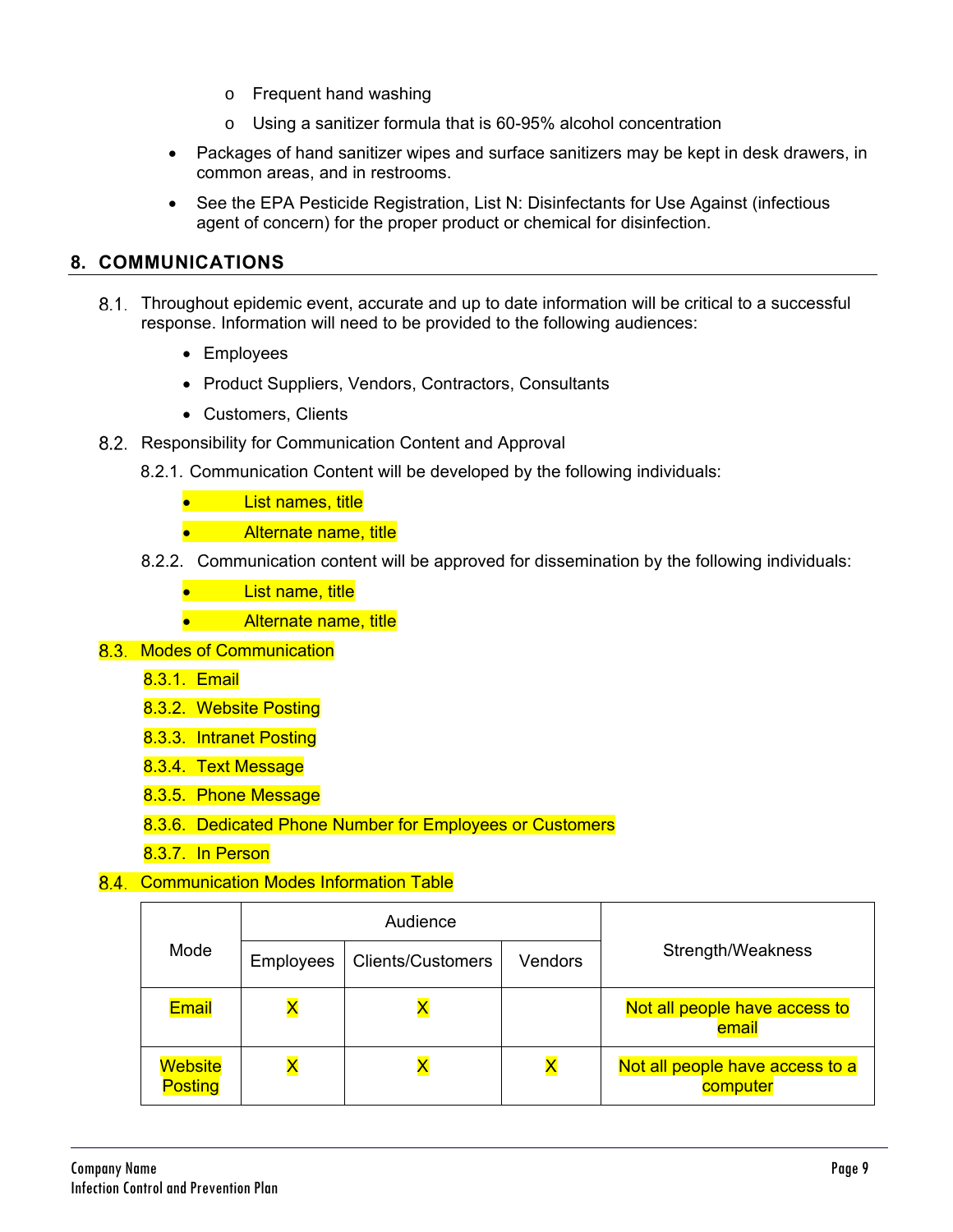- Frequent hand washing
  - Using a sanitizer formula that is 60-95% alcohol concentration

- Packages of hand sanitizer wipes and surface sanitizers may be kept in desk drawers, in common areas, and in restrooms.
- See the EPA Pesticide Registration, List N: Disinfectants for Use Against (infectious agent of concern) for the proper product or chemical for disinfection.

## 8. COMMUNICATIONS

8.1. Throughout epidemic event, accurate and up to date information will be critical to a successful response. Information will need to be provided to the following audiences:

- Employees
- Product Suppliers, Vendors, Contractors, Consultants
- Customers, Clients

8.2. Responsibility for Communication Content and Approval

8.2.1. Communication Content will be developed by the following individuals:

- List names, title
- Alternate name, title

8.2.2. Communication content will be approved for dissemination by the following individuals:

- List name, title
- Alternate name, title

8.3. Modes of Communication

8.3.1. Email

8.3.2. Website Posting

8.3.3. Intranet Posting

8.3.4. Text Message

8.3.5. Phone Message

8.3.6. Dedicated Phone Number for Employees or Customers

8.3.7. In Person

8.4. Communication Modes Information Table

| Mode | Audience | | | Strength/Weakness |
|---|---|---|---|---|
| | Employees | Clients/Customers | Vendors | |
| Email | X | X | | Not all people have access to email |
| Website Posting | X | X | X | Not all people have access to a computer |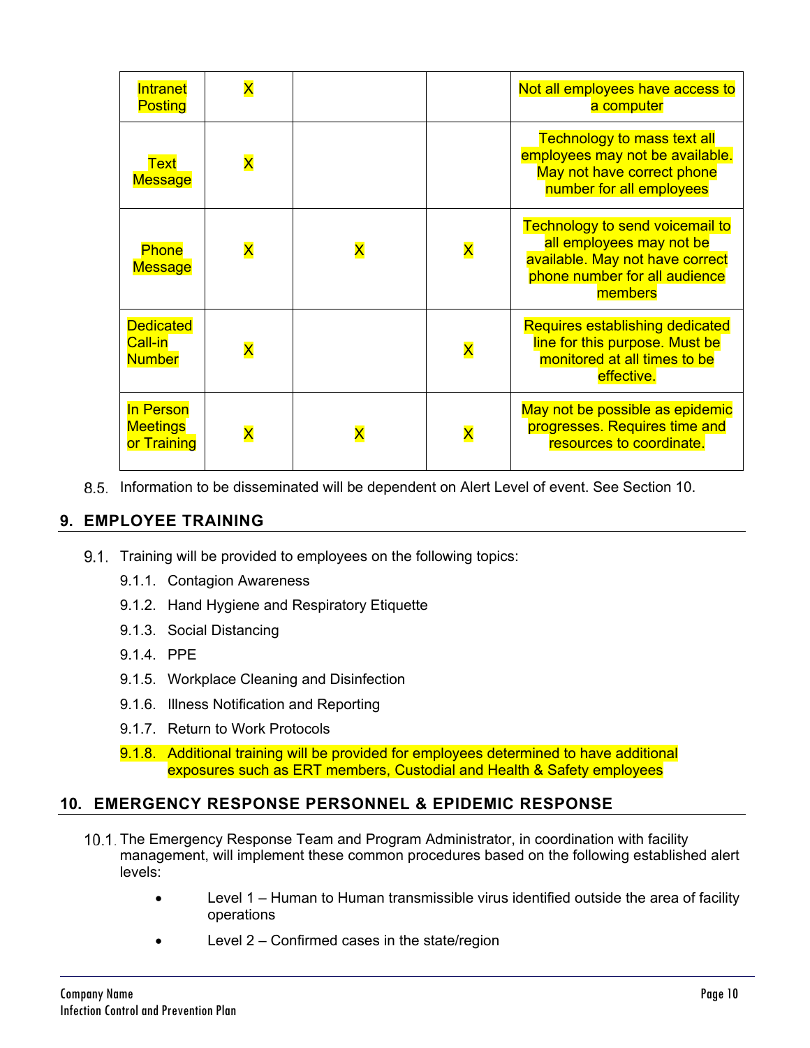| | | | | |
|---|---|---|---|---|
| Intranet Posting | X | | | Not all employees have access to a computer |
| Text Message | X | | | Technology to mass text all employees may not be available. May not have correct phone number for all employees |
| Phone Message | X | X | X | Technology to send voicemail to all employees may not be available. May not have correct phone number for all audience members |
| Dedicated Call-in Number | X | | X | Requires establishing dedicated line for this purpose. Must be monitored at all times to be effective. |
| In Person Meetings or Training | X | X | X | May not be possible as epidemic progresses. Requires time and resources to coordinate. |

8.5. Information to be disseminated will be dependent on Alert Level of event. See Section 10.

## 9. EMPLOYEE TRAINING

9.1. Training will be provided to employees on the following topics:

- 9.1.1. Contagion Awareness
- 9.1.2. Hand Hygiene and Respiratory Etiquette
- 9.1.3. Social Distancing
- 9.1.4. PPE
- 9.1.5. Workplace Cleaning and Disinfection
- 9.1.6. Illness Notification and Reporting
- 9.1.7. Return to Work Protocols
- 9.1.8. Additional training will be provided for employees determined to have additional exposures such as ERT members, Custodial and Health & Safety employees

## 10. EMERGENCY RESPONSE PERSONNEL & EPIDEMIC RESPONSE

10.1. The Emergency Response Team and Program Administrator, in coordination with facility management, will implement these common procedures based on the following established alert levels:

- Level 1 – Human to Human transmissible virus identified outside the area of facility operations
- Level 2 – Confirmed cases in the state/region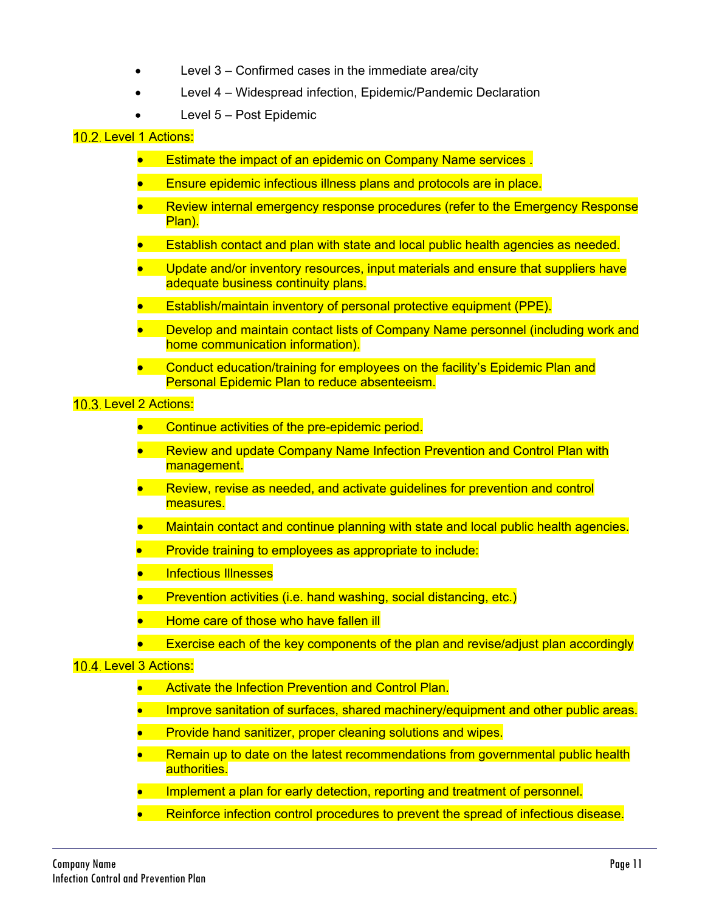- Level 3 – Confirmed cases in the immediate area/city
- Level 4 – Widespread infection, Epidemic/Pandemic Declaration
- Level 5 – Post Epidemic

### 10.2. Level 1 Actions:

- Estimate the impact of an epidemic on Company Name services .
- Ensure epidemic infectious illness plans and protocols are in place.
- Review internal emergency response procedures (refer to the Emergency Response Plan).
- Establish contact and plan with state and local public health agencies as needed.
- Update and/or inventory resources, input materials and ensure that suppliers have adequate business continuity plans.
- Establish/maintain inventory of personal protective equipment (PPE).
- Develop and maintain contact lists of Company Name personnel (including work and home communication information).
- Conduct education/training for employees on the facility's Epidemic Plan and Personal Epidemic Plan to reduce absenteeism.

### 10.3. Level 2 Actions:

- Continue activities of the pre-epidemic period.
- Review and update Company Name Infection Prevention and Control Plan with management.
- Review, revise as needed, and activate guidelines for prevention and control measures.
- Maintain contact and continue planning with state and local public health agencies.
- Provide training to employees as appropriate to include:
- Infectious Illnesses
- Prevention activities (i.e. hand washing, social distancing, etc.)
- Home care of those who have fallen ill
- Exercise each of the key components of the plan and revise/adjust plan accordingly

### 10.4. Level 3 Actions:

- Activate the Infection Prevention and Control Plan.
- Improve sanitation of surfaces, shared machinery/equipment and other public areas.
- Provide hand sanitizer, proper cleaning solutions and wipes.
- Remain up to date on the latest recommendations from governmental public health authorities.
- Implement a plan for early detection, reporting and treatment of personnel.
- Reinforce infection control procedures to prevent the spread of infectious disease.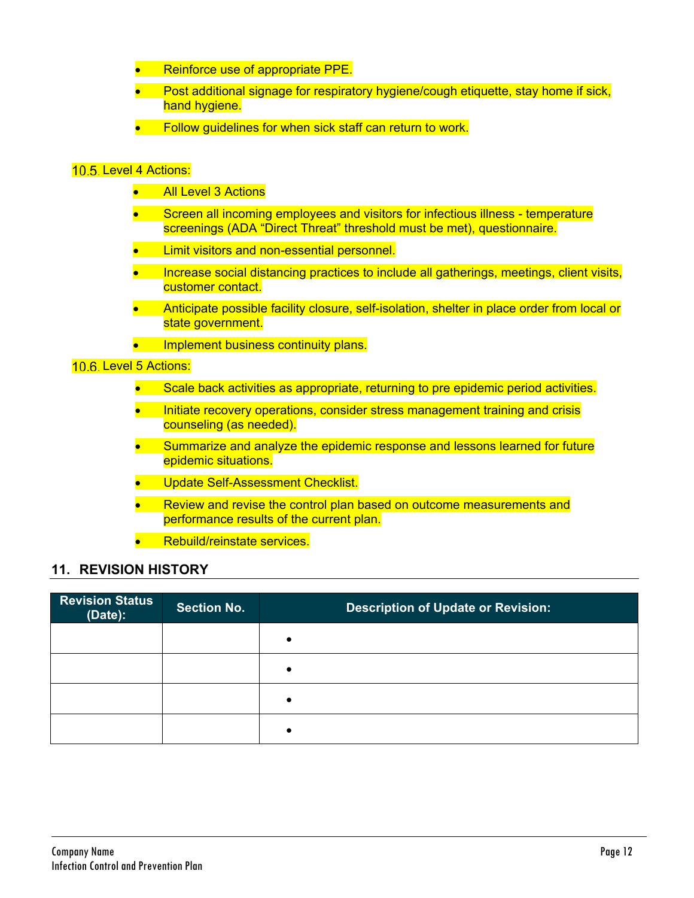- Reinforce use of appropriate PPE.
- Post additional signage for respiratory hygiene/cough etiquette, stay home if sick, hand hygiene.
- Follow guidelines for when sick staff can return to work.

10.5. Level 4 Actions:

- All Level 3 Actions
- Screen all incoming employees and visitors for infectious illness - temperature screenings (ADA "Direct Threat" threshold must be met), questionnaire.
- Limit visitors and non-essential personnel.
- Increase social distancing practices to include all gatherings, meetings, client visits, customer contact.
- Anticipate possible facility closure, self-isolation, shelter in place order from local or state government.
- Implement business continuity plans.

10.6. Level 5 Actions:

- Scale back activities as appropriate, returning to pre epidemic period activities.
- Initiate recovery operations, consider stress management training and crisis counseling (as needed).
- Summarize and analyze the epidemic response and lessons learned for future epidemic situations.
- Update Self-Assessment Checklist.
- Review and revise the control plan based on outcome measurements and performance results of the current plan.
- Rebuild/reinstate services.

## 11. REVISION HISTORY

| Revision Status (Date): | Section No. | Description of Update or Revision: |
|---|---|---|
| | | • |
| | | • |
| | | • |
| | | • |